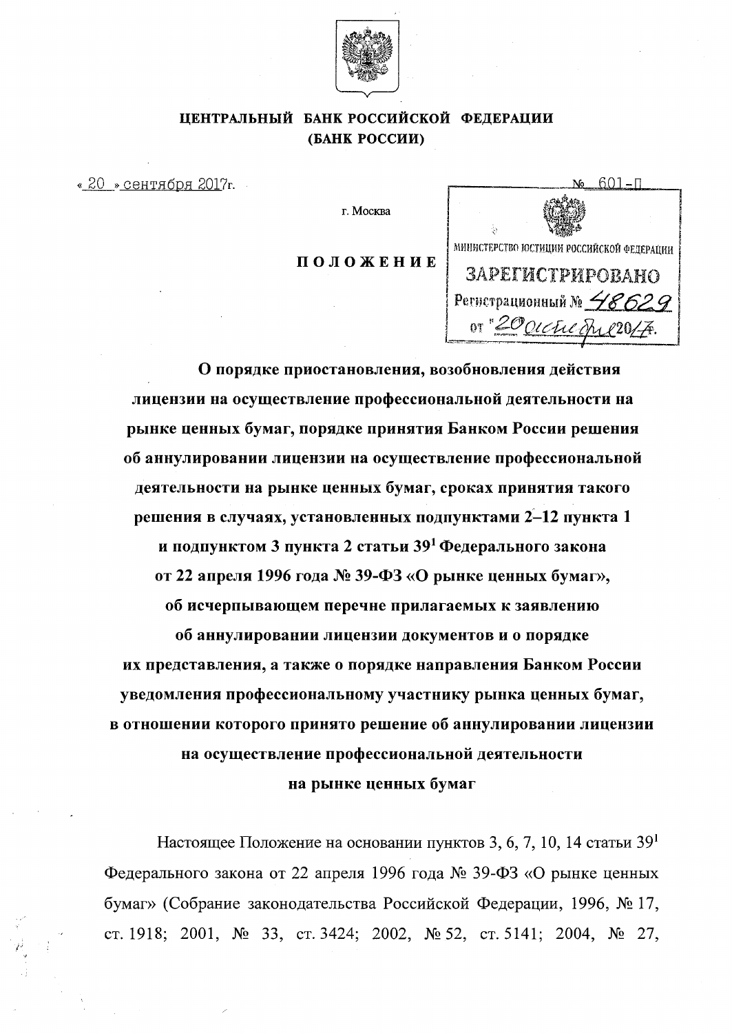# ЦЕНТРАЛЬНЫЙ БАНК РОССИЙСКОЙ ФЕДЕРАЦИИ (БАНК РОССИИ)

«20» сентября 2017г. № 601-П

г. Москва

МИНИСТЕРСТВО ЮСТИЦИИ РОССИЙСКОЙ ФЕДЕРАЦИИ
ЗАРЕГИСТРИРОВАНО
Регистрационный № 48629
от "20" октября 2017.

## ПОЛОЖЕНИЕ

**О порядке приостановления, возобновления действия лицензии на осуществление профессиональной деятельности на рынке ценных бумаг, порядке принятия Банком России решения об аннулировании лицензии на осуществление профессиональной деятельности на рынке ценных бумаг, сроках принятия такого решения в случаях, установленных подпунктами 2–12 пункта 1 и подпунктом 3 пункта 2 статьи 39[1] Федерального закона от 22 апреля 1996 года № 39-ФЗ «О рынке ценных бумаг», об исчерпывающем перечне прилагаемых к заявлению об аннулировании лицензии документов и о порядке их представления, а также о порядке направления Банком России уведомления профессиональному участнику рынка ценных бумаг, в отношении которого принято решение об аннулировании лицензии на осуществление профессиональной деятельности на рынке ценных бумаг**

Настоящее Положение на основании пунктов 3, 6, 7, 10, 14 статьи 39[1] Федерального закона от 22 апреля 1996 года № 39-ФЗ «О рынке ценных бумаг» (Собрание законодательства Российской Федерации, 1996, № 17, ст. 1918; 2001, № 33, ст. 3424; 2002, № 52, ст. 5141; 2004, № 27,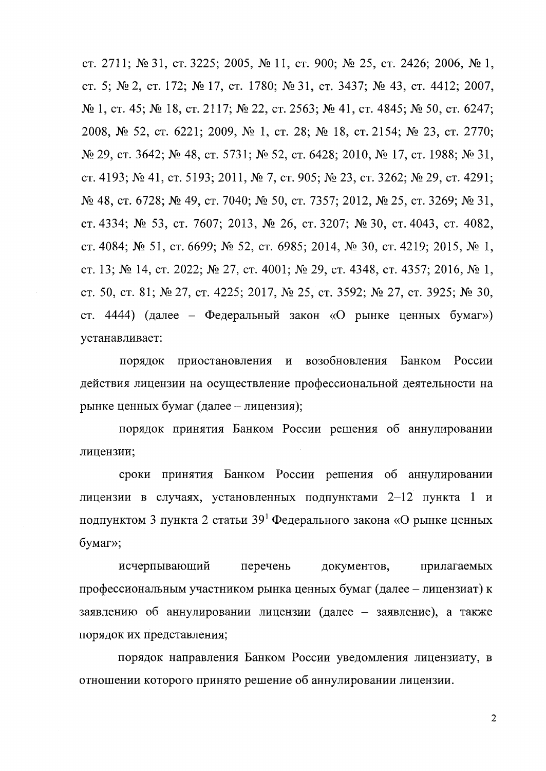ст. 2711; № 31, ст. 3225; 2005, № 11, ст. 900; № 25, ст. 2426; 2006, № 1, ст. 5; № 2, ст. 172; № 17, ст. 1780; № 31, ст. 3437; № 43, ст. 4412; 2007, № 1, ст. 45; № 18, ст. 2117; № 22, ст. 2563; № 41, ст. 4845; № 50, ст. 6247; 2008, № 52, ст. 6221; 2009, № 1, ст. 28; № 18, ст. 2154; № 23, ст. 2770; № 29, ст. 3642; № 48, ст. 5731; № 52, ст. 6428; 2010, № 17, ст. 1988; № 31, ст. 4193; № 41, ст. 5193; 2011, № 7, ст. 905; № 23, ст. 3262; № 29, ст. 4291; № 48, ст. 6728; № 49, ст. 7040; № 50, ст. 7357; 2012, № 25, ст. 3269; № 31, ст. 4334; № 53, ст. 7607; 2013, № 26, ст. 3207; № 30, ст. 4043, ст. 4082, ст. 4084; № 51, ст. 6699; № 52, ст. 6985; 2014, № 30, ст. 4219; 2015, № 1, ст. 13; № 14, ст. 2022; № 27, ст. 4001; № 29, ст. 4348, ст. 4357; 2016, № 1, ст. 50, ст. 81; № 27, ст. 4225; 2017, № 25, ст. 3592; № 27, ст. 3925; № 30, ст. 4444) (далее – Федеральный закон «О рынке ценных бумаг») устанавливает:

порядок приостановления и возобновления Банком России действия лицензии на осуществление профессиональной деятельности на рынке ценных бумаг (далее – лицензия);

порядок принятия Банком России решения об аннулировании лицензии;

сроки принятия Банком России решения об аннулировании лицензии в случаях, установленных подпунктами 2–12 пункта 1 и подпунктом 3 пункта 2 статьи 39[1] Федерального закона «О рынке ценных бумаг»;

исчерпывающий перечень документов, прилагаемых профессиональным участником рынка ценных бумаг (далее – лицензиат) к заявлению об аннулировании лицензии (далее – заявление), а также порядок их представления;

порядок направления Банком России уведомления лицензиату, в отношении которого принято решение об аннулировании лицензии.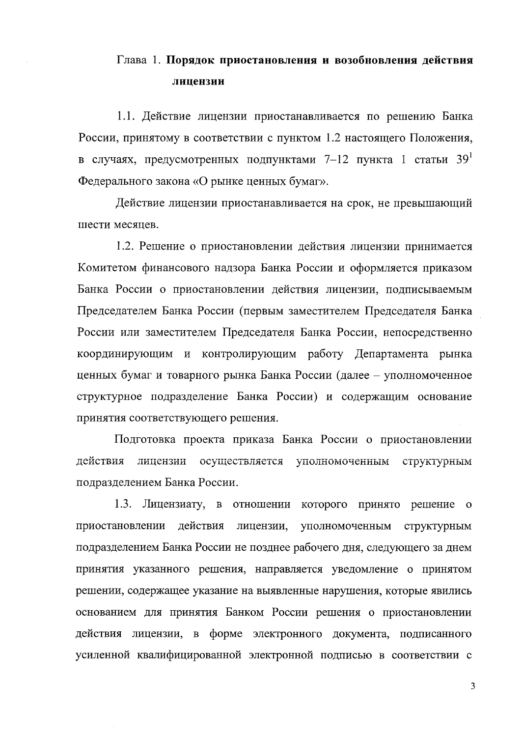## Глава 1. **Порядок приостановления и возобновления действия лицензии**

1.1. Действие лицензии приостанавливается по решению Банка России, принятому в соответствии с пунктом 1.2 настоящего Положения, в случаях, предусмотренных подпунктами 7–12 пункта 1 статьи 39[1] Федерального закона «О рынке ценных бумаг».

Действие лицензии приостанавливается на срок, не превышающий шести месяцев.

1.2. Решение о приостановлении действия лицензии принимается Комитетом финансового надзора Банка России и оформляется приказом Банка России о приостановлении действия лицензии, подписываемым Председателем Банка России (первым заместителем Председателя Банка России или заместителем Председателя Банка России, непосредственно координирующим и контролирующим работу Департамента рынка ценных бумаг и товарного рынка Банка России (далее – уполномоченное структурное подразделение Банка России) и содержащим основание принятия соответствующего решения.

Подготовка проекта приказа Банка России о приостановлении действия лицензии осуществляется уполномоченным структурным подразделением Банка России.

1.3. Лицензиату, в отношении которого принято решение о приостановлении действия лицензии, уполномоченным структурным подразделением Банка России не позднее рабочего дня, следующего за днем принятия указанного решения, направляется уведомление о принятом решении, содержащее указание на выявленные нарушения, которые явились основанием для принятия Банком России решения о приостановлении действия лицензии, в форме электронного документа, подписанного усиленной квалифицированной электронной подписью в соответствии с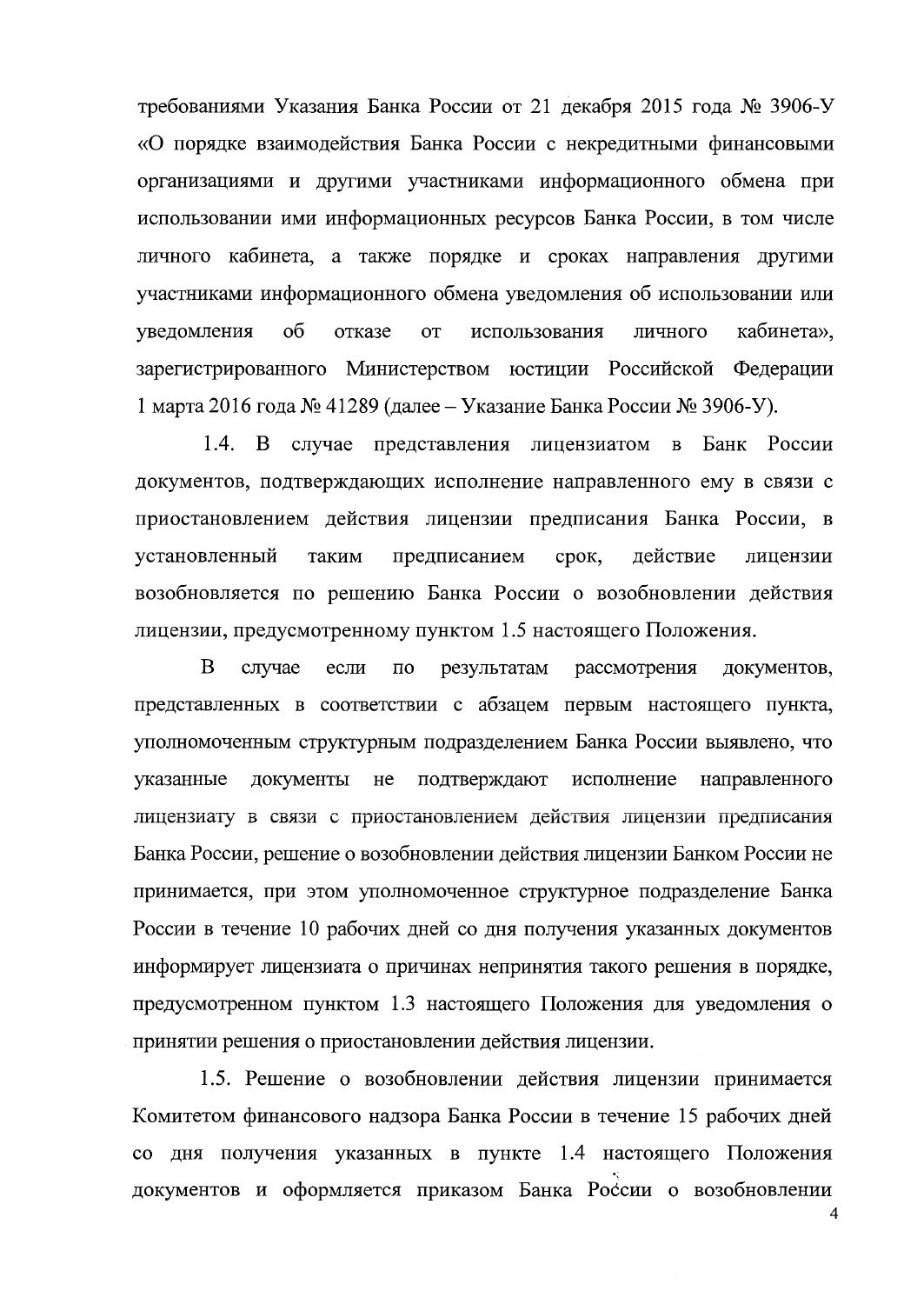требованиями Указания Банка России от 21 декабря 2015 года № 3906-У «О порядке взаимодействия Банка России с некредитными финансовыми организациями и другими участниками информационного обмена при использовании ими информационных ресурсов Банка России, в том числе личного кабинета, а также порядке и сроках направления другими участниками информационного обмена уведомления об использовании или уведомления об отказе от использования личного кабинета», зарегистрированного Министерством юстиции Российской Федерации 1 марта 2016 года № 41289 (далее – Указание Банка России № 3906-У).

1.4. В случае представления лицензиатом в Банк России документов, подтверждающих исполнение направленного ему в связи с приостановлением действия лицензии предписания Банка России, в установленный таким предписанием срок, действие лицензии возобновляется по решению Банка России о возобновлении действия лицензии, предусмотренному пунктом 1.5 настоящего Положения.

В случае если по результатам рассмотрения документов, представленных в соответствии с абзацем первым настоящего пункта, уполномоченным структурным подразделением Банка России выявлено, что указанные документы не подтверждают исполнение направленного лицензиату в связи с приостановлением действия лицензии предписания Банка России, решение о возобновлении действия лицензии Банком России не принимается, при этом уполномоченное структурное подразделение Банка России в течение 10 рабочих дней со дня получения указанных документов информирует лицензиата о причинах непринятия такого решения в порядке, предусмотренном пунктом 1.3 настоящего Положения для уведомления о принятии решения о приостановлении действия лицензии.

1.5. Решение о возобновлении действия лицензии принимается Комитетом финансового надзора Банка России в течение 15 рабочих дней со дня получения указанных в пункте 1.4 настоящего Положения документов и оформляется приказом Банка России о возобновлении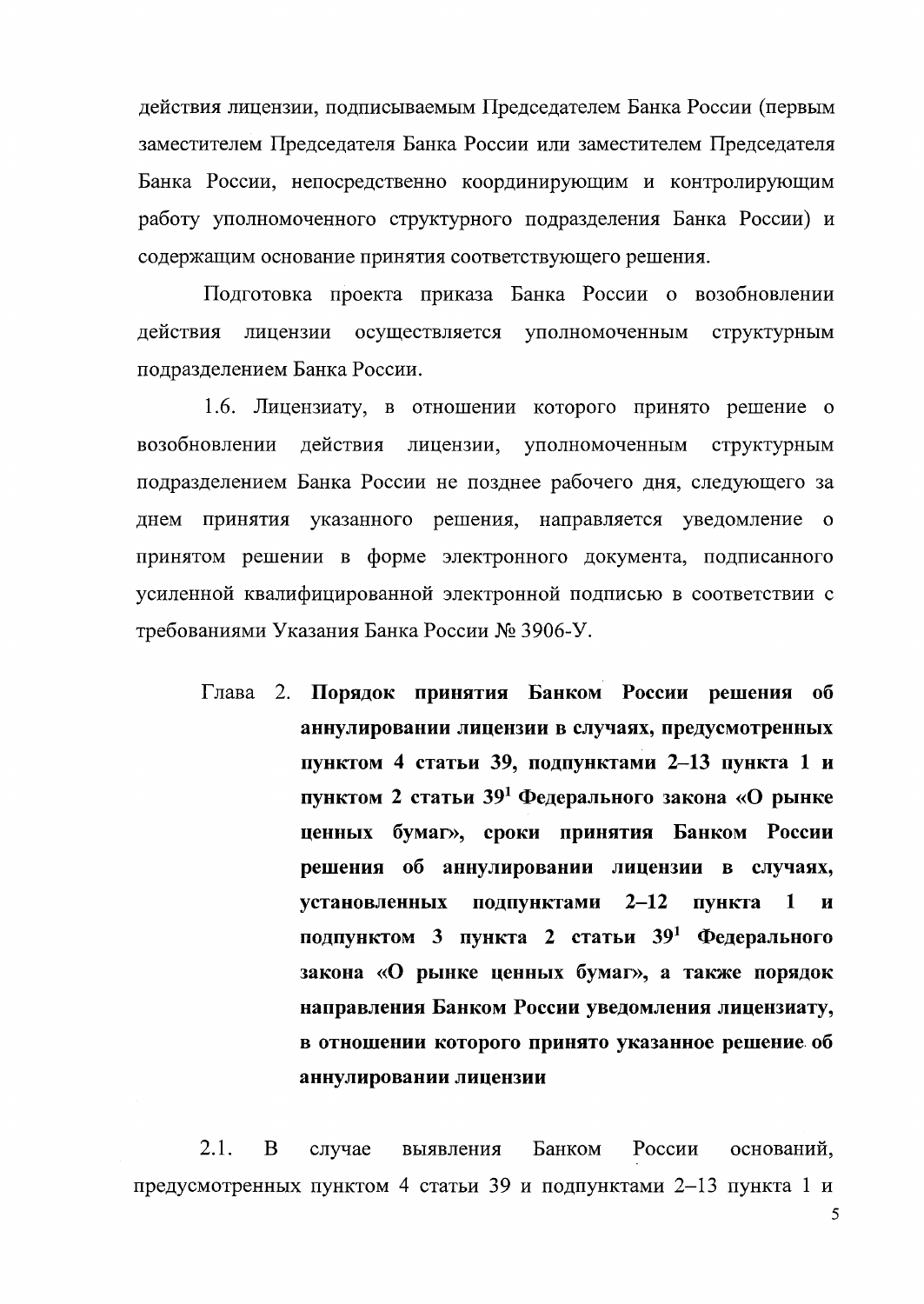действия лицензии, подписываемым Председателем Банка России (первым заместителем Председателя Банка России или заместителем Председателя Банка России, непосредственно координирующим и контролирующим работу уполномоченного структурного подразделения Банка России) и содержащим основание принятия соответствующего решения.

Подготовка проекта приказа Банка России о возобновлении действия лицензии осуществляется уполномоченным структурным подразделением Банка России.

1.6. Лицензиату, в отношении которого принято решение о возобновлении действия лицензии, уполномоченным структурным подразделением Банка России не позднее рабочего дня, следующего за днем принятия указанного решения, направляется уведомление о принятом решении в форме электронного документа, подписанного усиленной квалифицированной электронной подписью в соответствии с требованиями Указания Банка России № 3906-У.

## Глава 2. **Порядок принятия Банком России решения об аннулировании лицензии в случаях, предусмотренных пунктом 4 статьи 39, подпунктами 2–13 пункта 1 и пунктом 2 статьи 39[1] Федерального закона «О рынке ценных бумаг», сроки принятия Банком России решения об аннулировании лицензии в случаях, установленных подпунктами 2–12 пункта 1 и подпунктом 3 пункта 2 статьи 39[1] Федерального закона «О рынке ценных бумаг», а также порядок направления Банком России уведомления лицензиату, в отношении которого принято указанное решение об аннулировании лицензии**

2.1. В случае выявления Банком России оснований, предусмотренных пунктом 4 статьи 39 и подпунктами 2–13 пункта 1 и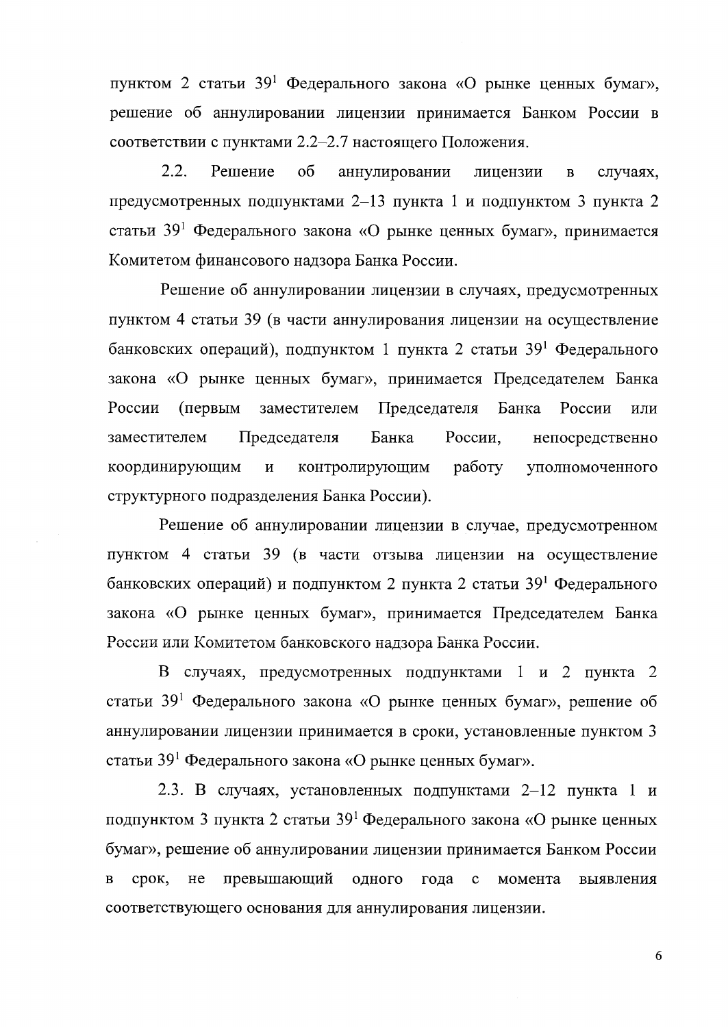пунктом 2 статьи 39[1] Федерального закона «О рынке ценных бумаг», решение об аннулировании лицензии принимается Банком России в соответствии с пунктами 2.2–2.7 настоящего Положения.

2.2. Решение об аннулировании лицензии в случаях, предусмотренных подпунктами 2–13 пункта 1 и подпунктом 3 пункта 2 статьи 39[1] Федерального закона «О рынке ценных бумаг», принимается Комитетом финансового надзора Банка России.

Решение об аннулировании лицензии в случаях, предусмотренных пунктом 4 статьи 39 (в части аннулирования лицензии на осуществление банковских операций), подпунктом 1 пункта 2 статьи 39[1] Федерального закона «О рынке ценных бумаг», принимается Председателем Банка России (первым заместителем Председателя Банка России или заместителем Председателя Банка России, непосредственно координирующим и контролирующим работу уполномоченного структурного подразделения Банка России).

Решение об аннулировании лицензии в случае, предусмотренном пунктом 4 статьи 39 (в части отзыва лицензии на осуществление банковских операций) и подпунктом 2 пункта 2 статьи 39[1] Федерального закона «О рынке ценных бумаг», принимается Председателем Банка России или Комитетом банковского надзора Банка России.

В случаях, предусмотренных подпунктами 1 и 2 пункта 2 статьи 39[1] Федерального закона «О рынке ценных бумаг», решение об аннулировании лицензии принимается в сроки, установленные пунктом 3 статьи 39[1] Федерального закона «О рынке ценных бумаг».

2.3. В случаях, установленных подпунктами 2–12 пункта 1 и подпунктом 3 пункта 2 статьи 39[1] Федерального закона «О рынке ценных бумаг», решение об аннулировании лицензии принимается Банком России в срок, не превышающий одного года с момента выявления соответствующего основания для аннулирования лицензии.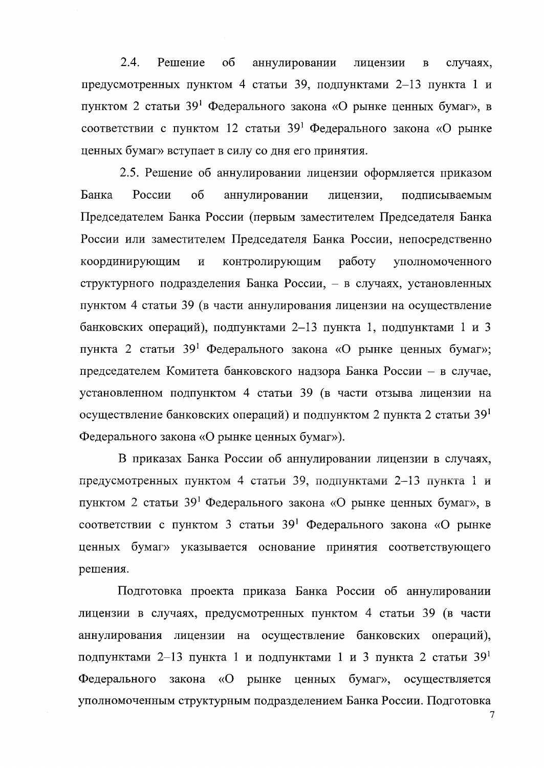2.4. Решение об аннулировании лицензии в случаях, предусмотренных пунктом 4 статьи 39, подпунктами 2–13 пункта 1 и пунктом 2 статьи 39[1] Федерального закона «О рынке ценных бумаг», в соответствии с пунктом 12 статьи 39[1] Федерального закона «О рынке ценных бумаг» вступает в силу со дня его принятия.

2.5. Решение об аннулировании лицензии оформляется приказом Банка России об аннулировании лицензии, подписываемым Председателем Банка России (первым заместителем Председателя Банка России или заместителем Председателя Банка России, непосредственно координирующим и контролирующим работу уполномоченного структурного подразделения Банка России, – в случаях, установленных пунктом 4 статьи 39 (в части аннулирования лицензии на осуществление банковских операций), подпунктами 2–13 пункта 1, подпунктами 1 и 3 пункта 2 статьи 39[1] Федерального закона «О рынке ценных бумаг»; председателем Комитета банковского надзора Банка России – в случае, установленном подпунктом 4 статьи 39 (в части отзыва лицензии на осуществление банковских операций) и подпунктом 2 пункта 2 статьи 39[1] Федерального закона «О рынке ценных бумаг»).

В приказах Банка России об аннулировании лицензии в случаях, предусмотренных пунктом 4 статьи 39, подпунктами 2–13 пункта 1 и пунктом 2 статьи 39[1] Федерального закона «О рынке ценных бумаг», в соответствии с пунктом 3 статьи 39[1] Федерального закона «О рынке ценных бумаг» указывается основание принятия соответствующего решения.

Подготовка проекта приказа Банка России об аннулировании лицензии в случаях, предусмотренных пунктом 4 статьи 39 (в части аннулирования лицензии на осуществление банковских операций), подпунктами 2–13 пункта 1 и подпунктами 1 и 3 пункта 2 статьи 39[1] Федерального закона «О рынке ценных бумаг», осуществляется уполномоченным структурным подразделением Банка России. Подготовка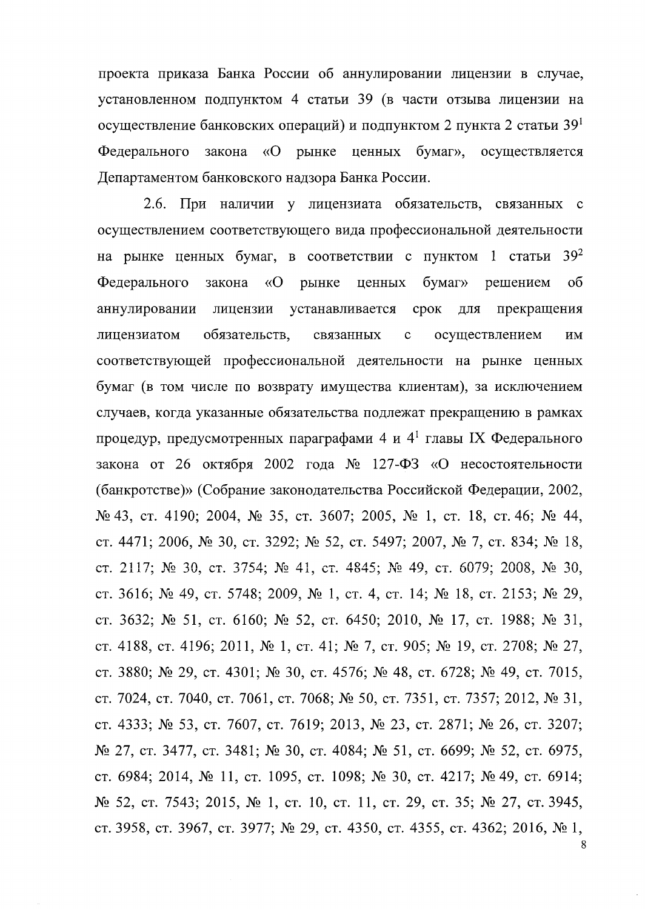проекта приказа Банка России об аннулировании лицензии в случае, установленном подпунктом 4 статьи 39 (в части отзыва лицензии на осуществление банковских операций) и подпунктом 2 пункта 2 статьи $39^1$ Федерального закона «О рынке ценных бумаг», осуществляется Департаментом банковского надзора Банка России.

2.6. При наличии у лицензиата обязательств, связанных с осуществлением соответствующего вида профессиональной деятельности на рынке ценных бумаг, в соответствии с пунктом 1 статьи $39^2$ Федерального закона «О рынке ценных бумаг» решением об аннулировании лицензии устанавливается срок для прекращения лицензиатом обязательств, связанных с осуществлением им соответствующей профессиональной деятельности на рынке ценных бумаг (в том числе по возврату имущества клиентам), за исключением случаев, когда указанные обязательства подлежат прекращению в рамках процедур, предусмотренных параграфами 4 и $4^1$ главы IX Федерального закона от 26 октября 2002 года № 127-ФЗ «О несостоятельности (банкротстве)» (Собрание законодательства Российской Федерации, 2002, № 43, ст. 4190; 2004, № 35, ст. 3607; 2005, № 1, ст. 18, ст. 46; № 44, ст. 4471; 2006, № 30, ст. 3292; № 52, ст. 5497; 2007, № 7, ст. 834; № 18, ст. 2117; № 30, ст. 3754; № 41, ст. 4845; № 49, ст. 6079; 2008, № 30, ст. 3616; № 49, ст. 5748; 2009, № 1, ст. 4, ст. 14; № 18, ст. 2153; № 29, ст. 3632; № 51, ст. 6160; № 52, ст. 6450; 2010, № 17, ст. 1988; № 31, ст. 4188, ст. 4196; 2011, № 1, ст. 41; № 7, ст. 905; № 19, ст. 2708; № 27, ст. 3880; № 29, ст. 4301; № 30, ст. 4576; № 48, ст. 6728; № 49, ст. 7015, ст. 7024, ст. 7040, ст. 7061, ст. 7068; № 50, ст. 7351, ст. 7357; 2012, № 31, ст. 4333; № 53, ст. 7607, ст. 7619; 2013, № 23, ст. 2871; № 26, ст. 3207; № 27, ст. 3477, ст. 3481; № 30, ст. 4084; № 51, ст. 6699; № 52, ст. 6975, ст. 6984; 2014, № 11, ст. 1095, ст. 1098; № 30, ст. 4217; № 49, ст. 6914; № 52, ст. 7543; 2015, № 1, ст. 10, ст. 11, ст. 29, ст. 35; № 27, ст. 3945, ст. 3958, ст. 3967, ст. 3977; № 29, ст. 4350, ст. 4355, ст. 4362; 2016, № 1,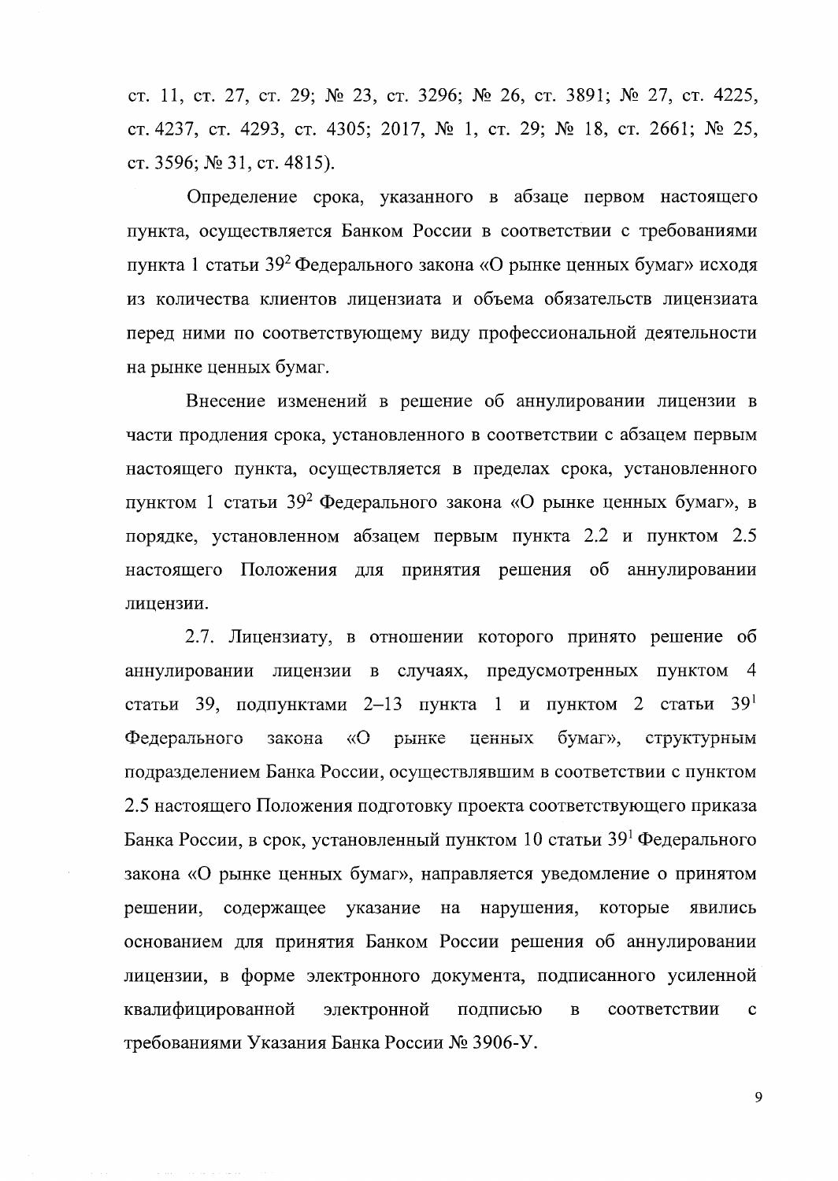ст. 11, ст. 27, ст. 29; № 23, ст. 3296; № 26, ст. 3891; № 27, ст. 4225, ст. 4237, ст. 4293, ст. 4305; 2017, № 1, ст. 29; № 18, ст. 2661; № 25, ст. 3596; № 31, ст. 4815).

Определение срока, указанного в абзаце первом настоящего пункта, осуществляется Банком России в соответствии с требованиями пункта 1 статьи $39^2$ Федерального закона «О рынке ценных бумаг» исходя из количества клиентов лицензиата и объема обязательств лицензиата перед ними по соответствующему виду профессиональной деятельности на рынке ценных бумаг.

Внесение изменений в решение об аннулировании лицензии в части продления срока, установленного в соответствии с абзацем первым настоящего пункта, осуществляется в пределах срока, установленного пунктом 1 статьи $39^2$ Федерального закона «О рынке ценных бумаг», в порядке, установленном абзацем первым пункта 2.2 и пунктом 2.5 настоящего Положения для принятия решения об аннулировании лицензии.

2.7. Лицензиату, в отношении которого принято решение об аннулировании лицензии в случаях, предусмотренных пунктом 4 статьи 39, подпунктами 2–13 пункта 1 и пунктом 2 статьи $39^1$ Федерального закона «О рынке ценных бумаг», структурным подразделением Банка России, осуществлявшим в соответствии с пунктом 2.5 настоящего Положения подготовку проекта соответствующего приказа Банка России, в срок, установленный пунктом 10 статьи $39^1$ Федерального закона «О рынке ценных бумаг», направляется уведомление о принятом решении, содержащее указание на нарушения, которые явились основанием для принятия Банком России решения об аннулировании лицензии, в форме электронного документа, подписанного усиленной квалифицированной электронной подписью в соответствии с требованиями Указания Банка России № 3906-У.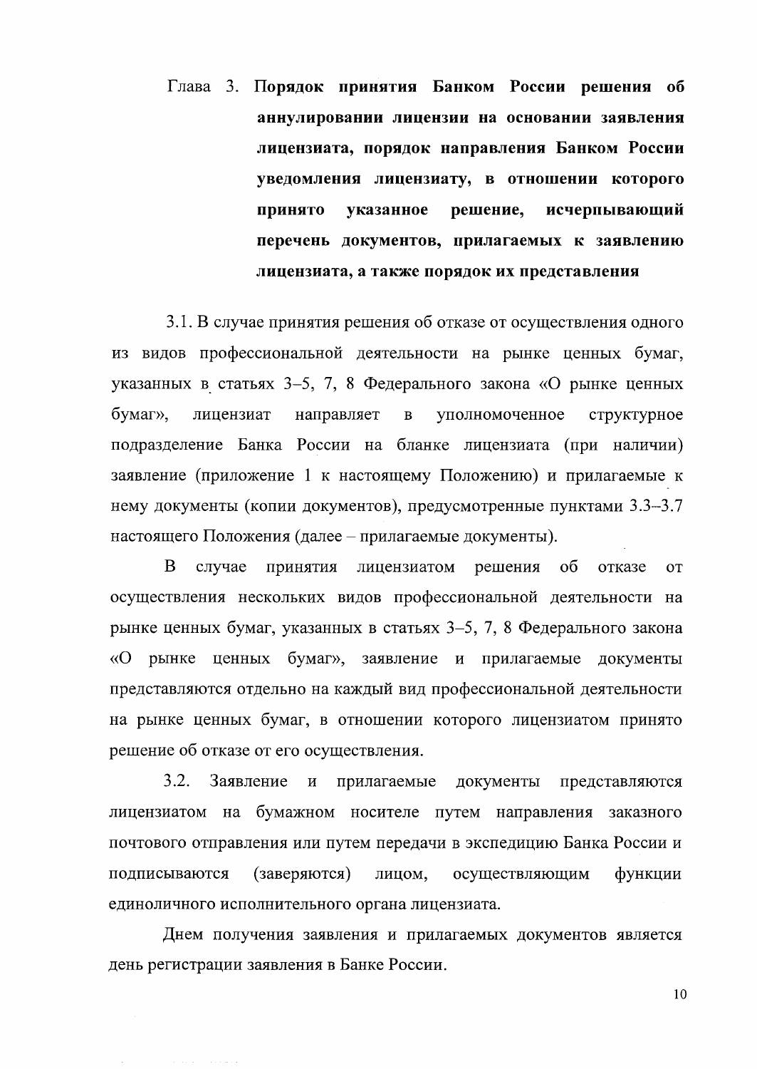## Глава 3. Порядок принятия Банком России решения об аннулировании лицензии на основании заявления лицензиата, порядок направления Банком России уведомления лицензиату, в отношении которого принято указанное решение, исчерпывающий перечень документов, прилагаемых к заявлению лицензиата, а также порядок их представления

3.1. В случае принятия решения об отказе от осуществления одного из видов профессиональной деятельности на рынке ценных бумаг, указанных в статьях 3–5, 7, 8 Федерального закона «О рынке ценных бумаг», лицензиат направляет в уполномоченное структурное подразделение Банка России на бланке лицензиата (при наличии) заявление (приложение 1 к настоящему Положению) и прилагаемые к нему документы (копии документов), предусмотренные пунктами 3.3–3.7 настоящего Положения (далее – прилагаемые документы).

В случае принятия лицензиатом решения об отказе от осуществления нескольких видов профессиональной деятельности на рынке ценных бумаг, указанных в статьях 3–5, 7, 8 Федерального закона «О рынке ценных бумаг», заявление и прилагаемые документы представляются отдельно на каждый вид профессиональной деятельности на рынке ценных бумаг, в отношении которого лицензиатом принято решение об отказе от его осуществления.

3.2. Заявление и прилагаемые документы представляются лицензиатом на бумажном носителе путем направления заказного почтового отправления или путем передачи в экспедицию Банка России и подписываются (заверяются) лицом, осуществляющим функции единоличного исполнительного органа лицензиата.

Днем получения заявления и прилагаемых документов является день регистрации заявления в Банке России.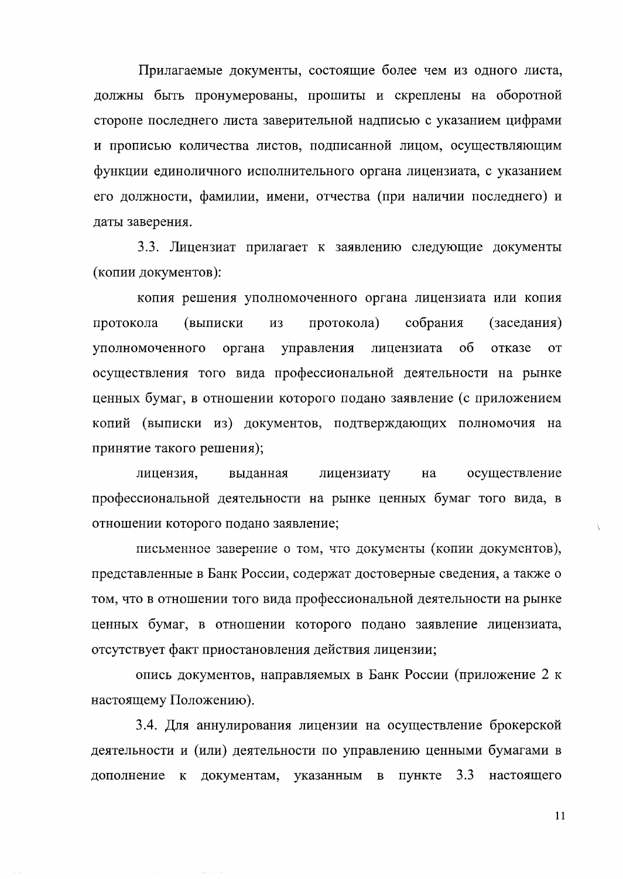Прилагаемые документы, состоящие более чем из одного листа, должны быть пронумерованы, прошиты и скреплены на оборотной стороне последнего листа заверительной надписью с указанием цифрами и прописью количества листов, подписанной лицом, осуществляющим функции единоличного исполнительного органа лицензиата, с указанием его должности, фамилии, имени, отчества (при наличии последнего) и даты заверения.

3.3. Лицензиат прилагает к заявлению следующие документы (копии документов):

копия решения уполномоченного органа лицензиата или копия протокола (выписки из протокола) собрания (заседания) уполномоченного органа управления лицензиата об отказе от осуществления того вида профессиональной деятельности на рынке ценных бумаг, в отношении которого подано заявление (с приложением копий (выписки из) документов, подтверждающих полномочия на принятие такого решения);

лицензия, выданная лицензиату на осуществление профессиональной деятельности на рынке ценных бумаг того вида, в отношении которого подано заявление;

письменное заверение о том, что документы (копии документов), представленные в Банк России, содержат достоверные сведения, а также о том, что в отношении того вида профессиональной деятельности на рынке ценных бумаг, в отношении которого подано заявление лицензиата, отсутствует факт приостановления действия лицензии;

опись документов, направляемых в Банк России (приложение 2 к настоящему Положению).

3.4. Для аннулирования лицензии на осуществление брокерской деятельности и (или) деятельности по управлению ценными бумагами в дополнение к документам, указанным в пункте 3.3 настоящего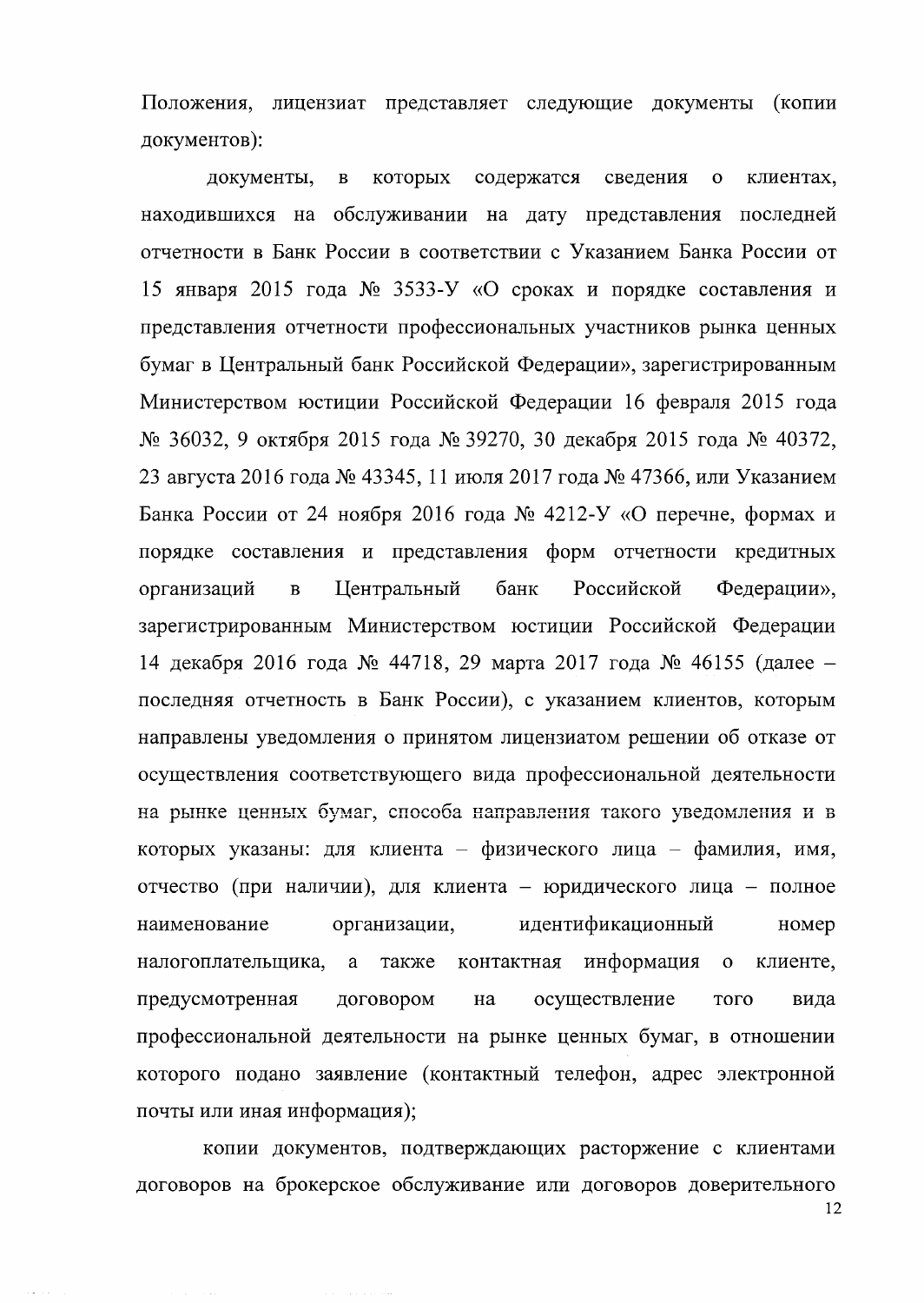Положения, лицензиат представляет следующие документы (копии документов):

документы, в которых содержатся сведения о клиентах, находившихся на обслуживании на дату представления последней отчетности в Банк России в соответствии с Указанием Банка России от 15 января 2015 года № 3533-У «О сроках и порядке составления и представления отчетности профессиональных участников рынка ценных бумаг в Центральный банк Российской Федерации», зарегистрированным Министерством юстиции Российской Федерации 16 февраля 2015 года № 36032, 9 октября 2015 года № 39270, 30 декабря 2015 года № 40372, 23 августа 2016 года № 43345, 11 июля 2017 года № 47366, или Указанием Банка России от 24 ноября 2016 года № 4212-У «О перечне, формах и порядке составления и представления форм отчетности кредитных организаций в Центральный банк Российской Федерации», зарегистрированным Министерством юстиции Российской Федерации 14 декабря 2016 года № 44718, 29 марта 2017 года № 46155 (далее – последняя отчетность в Банк России), с указанием клиентов, которым направлены уведомления о принятом лицензиатом решении об отказе от осуществления соответствующего вида профессиональной деятельности на рынке ценных бумаг, способа направления такого уведомления и в которых указаны: для клиента – физического лица – фамилия, имя, отчество (при наличии), для клиента – юридического лица – полное наименование организации, идентификационный номер налогоплательщика, а также контактная информация о клиенте, предусмотренная договором на осуществление того вида профессиональной деятельности на рынке ценных бумаг, в отношении которого подано заявление (контактный телефон, адрес электронной почты или иная информация);

копии документов, подтверждающих расторжение с клиентами договоров на брокерское обслуживание или договоров доверительного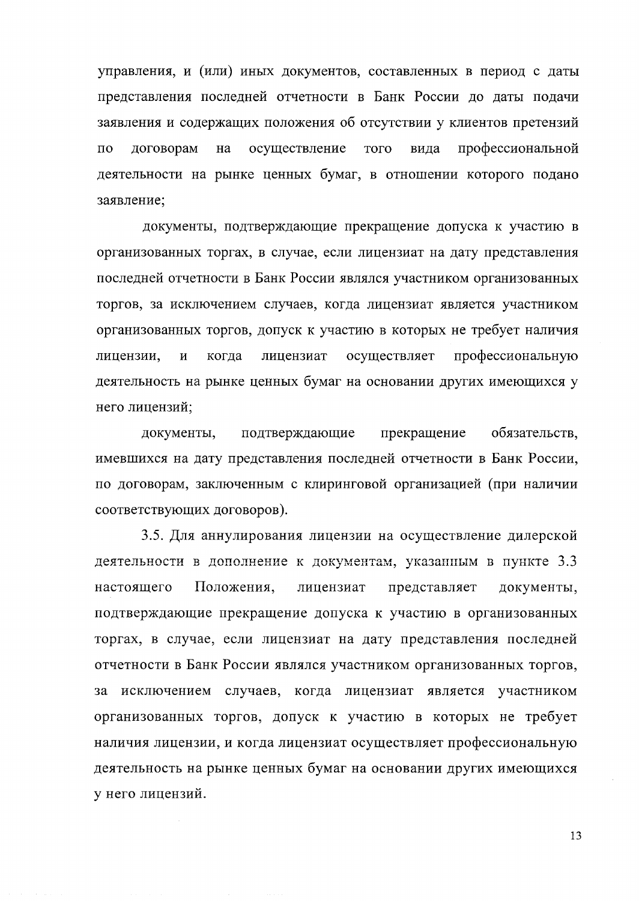управления, и (или) иных документов, составленных в период с даты представления последней отчетности в Банк России до даты подачи заявления и содержащих положения об отсутствии у клиентов претензий по договорам на осуществление того вида профессиональной деятельности на рынке ценных бумаг, в отношении которого подано заявление;

документы, подтверждающие прекращение допуска к участию в организованных торгах, в случае, если лицензиат на дату представления последней отчетности в Банк России являлся участником организованных торгов, за исключением случаев, когда лицензиат является участником организованных торгов, допуск к участию в которых не требует наличия лицензии, и когда лицензиат осуществляет профессиональную деятельность на рынке ценных бумаг на основании других имеющихся у него лицензий;

документы, подтверждающие прекращение обязательств, имевшихся на дату представления последней отчетности в Банк России, по договорам, заключенным с клиринговой организацией (при наличии соответствующих договоров).

3.5. Для аннулирования лицензии на осуществление дилерской деятельности в дополнение к документам, указанным в пункте 3.3 настоящего Положения, лицензиат представляет документы, подтверждающие прекращение допуска к участию в организованных торгах, в случае, если лицензиат на дату представления последней отчетности в Банк России являлся участником организованных торгов, за исключением случаев, когда лицензиат является участником организованных торгов, допуск к участию в которых не требует наличия лицензии, и когда лицензиат осуществляет профессиональную деятельность на рынке ценных бумаг на основании других имеющихся у него лицензий.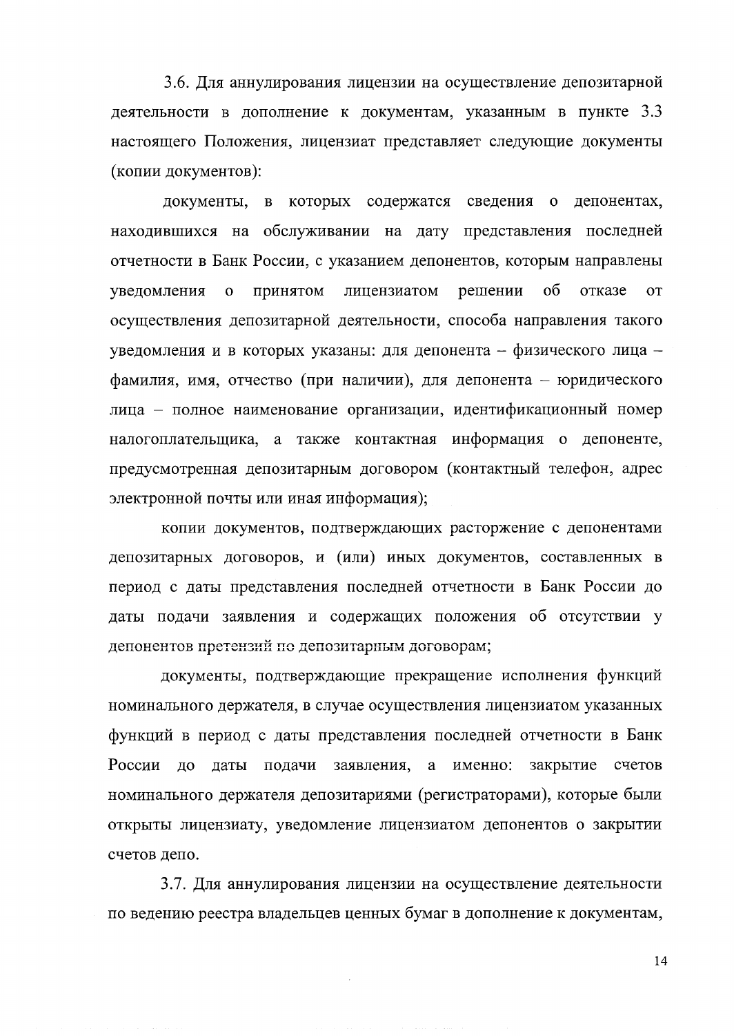3.6. Для аннулирования лицензии на осуществление депозитарной деятельности в дополнение к документам, указанным в пункте 3.3 настоящего Положения, лицензиат представляет следующие документы (копии документов):

документы, в которых содержатся сведения о депонентах, находившихся на обслуживании на дату представления последней отчетности в Банк России, с указанием депонентов, которым направлены уведомления о принятом лицензиатом решении об отказе от осуществления депозитарной деятельности, способа направления такого уведомления и в которых указаны: для депонента – физического лица – фамилия, имя, отчество (при наличии), для депонента – юридического лица – полное наименование организации, идентификационный номер налогоплательщика, а также контактная информация о депоненте, предусмотренная депозитарным договором (контактный телефон, адрес электронной почты или иная информация);

копии документов, подтверждающих расторжение с депонентами депозитарных договоров, и (или) иных документов, составленных в период с даты представления последней отчетности в Банк России до даты подачи заявления и содержащих положения об отсутствии у депонентов претензий по депозитарным договорам;

документы, подтверждающие прекращение исполнения функций номинального держателя, в случае осуществления лицензиатом указанных функций в период с даты представления последней отчетности в Банк России до даты подачи заявления, а именно: закрытие счетов номинального держателя депозитариями (регистраторами), которые были открыты лицензиату, уведомление лицензиатом депонентов о закрытии счетов депо.

3.7. Для аннулирования лицензии на осуществление деятельности по ведению реестра владельцев ценных бумаг в дополнение к документам,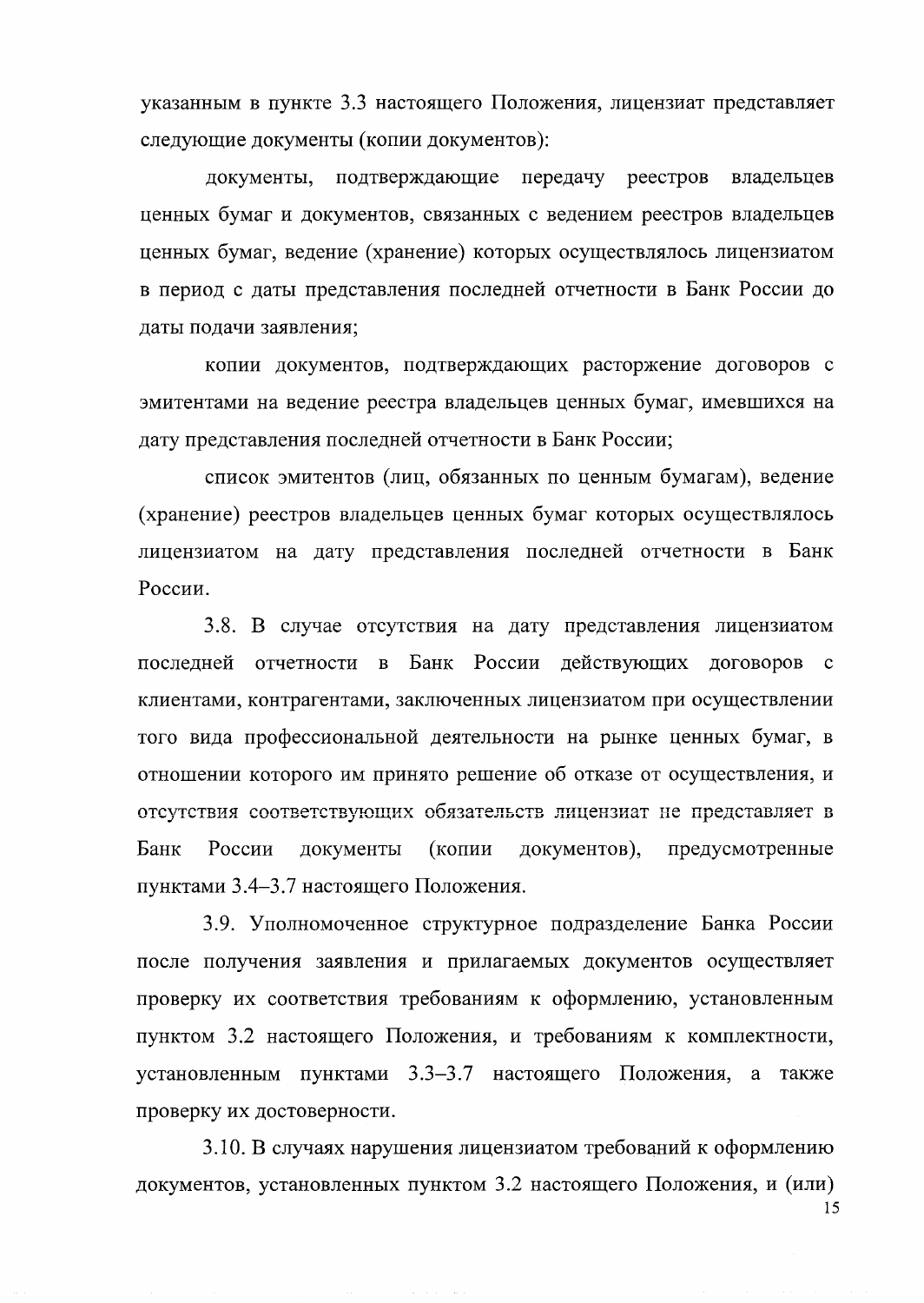указанным в пункте 3.3 настоящего Положения, лицензиат представляет следующие документы (копии документов):

документы, подтверждающие передачу реестров владельцев ценных бумаг и документов, связанных с ведением реестров владельцев ценных бумаг, ведение (хранение) которых осуществлялось лицензиатом в период с даты представления последней отчетности в Банк России до даты подачи заявления;

копии документов, подтверждающих расторжение договоров с эмитентами на ведение реестра владельцев ценных бумаг, имевшихся на дату представления последней отчетности в Банк России;

список эмитентов (лиц, обязанных по ценным бумагам), ведение (хранение) реестров владельцев ценных бумаг которых осуществлялось лицензиатом на дату представления последней отчетности в Банк России.

3.8. В случае отсутствия на дату представления лицензиатом последней отчетности в Банк России действующих договоров с клиентами, контрагентами, заключенных лицензиатом при осуществлении того вида профессиональной деятельности на рынке ценных бумаг, в отношении которого им принято решение об отказе от осуществления, и отсутствия соответствующих обязательств лицензиат не представляет в Банк России документы (копии документов), предусмотренные пунктами 3.4–3.7 настоящего Положения.

3.9. Уполномоченное структурное подразделение Банка России после получения заявления и прилагаемых документов осуществляет проверку их соответствия требованиям к оформлению, установленным пунктом 3.2 настоящего Положения, и требованиям к комплектности, установленным пунктами 3.3–3.7 настоящего Положения, а также проверку их достоверности.

3.10. В случаях нарушения лицензиатом требований к оформлению документов, установленных пунктом 3.2 настоящего Положения, и (или)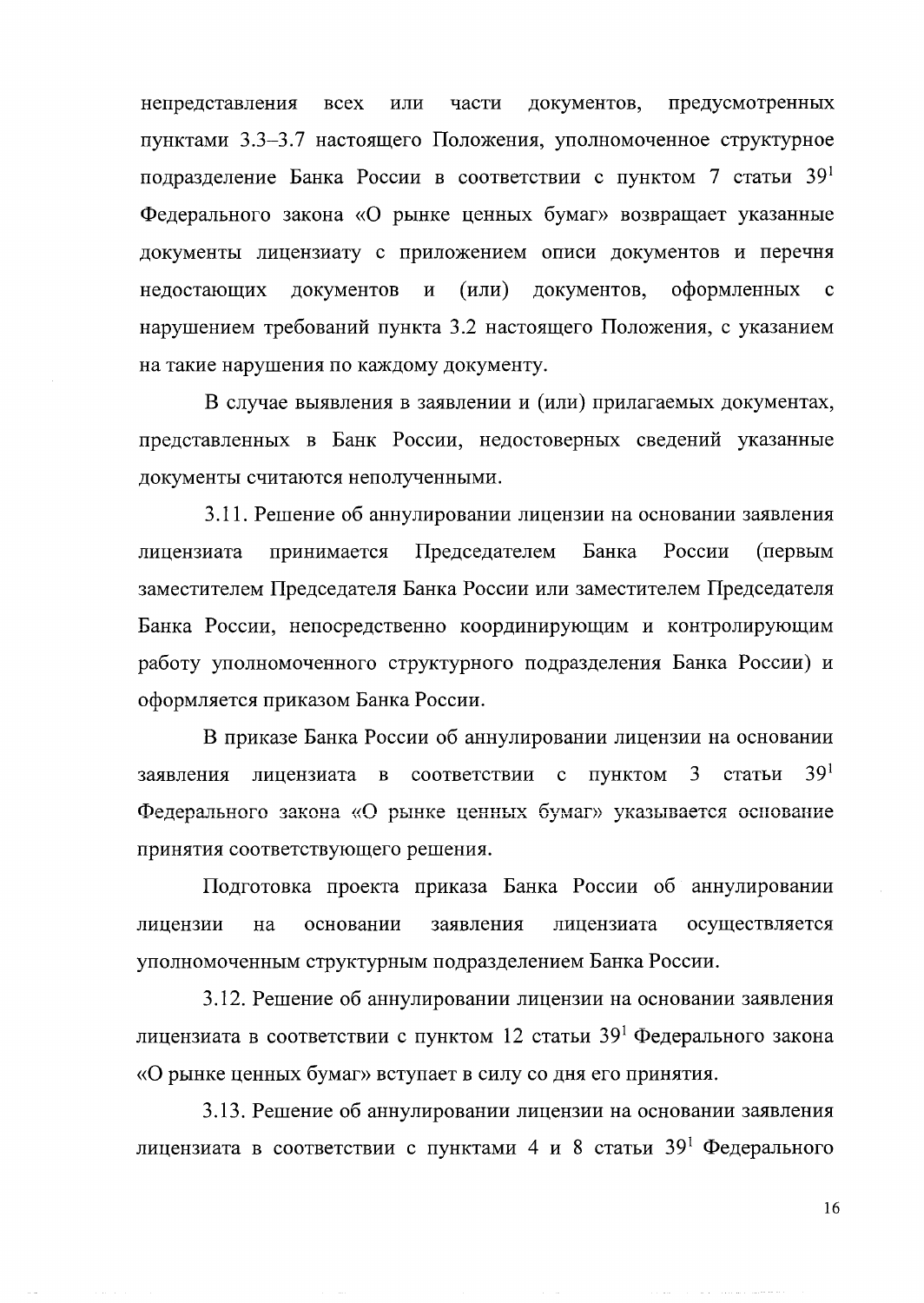непредставления всех или части документов, предусмотренных пунктами 3.3–3.7 настоящего Положения, уполномоченное структурное подразделение Банка России в соответствии с пунктом 7 статьи 39[1] Федерального закона «О рынке ценных бумаг» возвращает указанные документы лицензиату с приложением описи документов и перечня недостающих документов и (или) документов, оформленных с нарушением требований пункта 3.2 настоящего Положения, с указанием на такие нарушения по каждому документу.

В случае выявления в заявлении и (или) прилагаемых документах, представленных в Банк России, недостоверных сведений указанные документы считаются неполученными.

3.11. Решение об аннулировании лицензии на основании заявления лицензиата принимается Председателем Банка России (первым заместителем Председателя Банка России или заместителем Председателя Банка России, непосредственно координирующим и контролирующим работу уполномоченного структурного подразделения Банка России) и оформляется приказом Банка России.

В приказе Банка России об аннулировании лицензии на основании заявления лицензиата в соответствии с пунктом 3 статьи 39[1] Федерального закона «О рынке ценных бумаг» указывается основание принятия соответствующего решения.

Подготовка проекта приказа Банка России об аннулировании лицензии на основании заявления лицензиата осуществляется уполномоченным структурным подразделением Банка России.

3.12. Решение об аннулировании лицензии на основании заявления лицензиата в соответствии с пунктом 12 статьи 39[1] Федерального закона «О рынке ценных бумаг» вступает в силу со дня его принятия.

3.13. Решение об аннулировании лицензии на основании заявления лицензиата в соответствии с пунктами 4 и 8 статьи 39[1] Федерального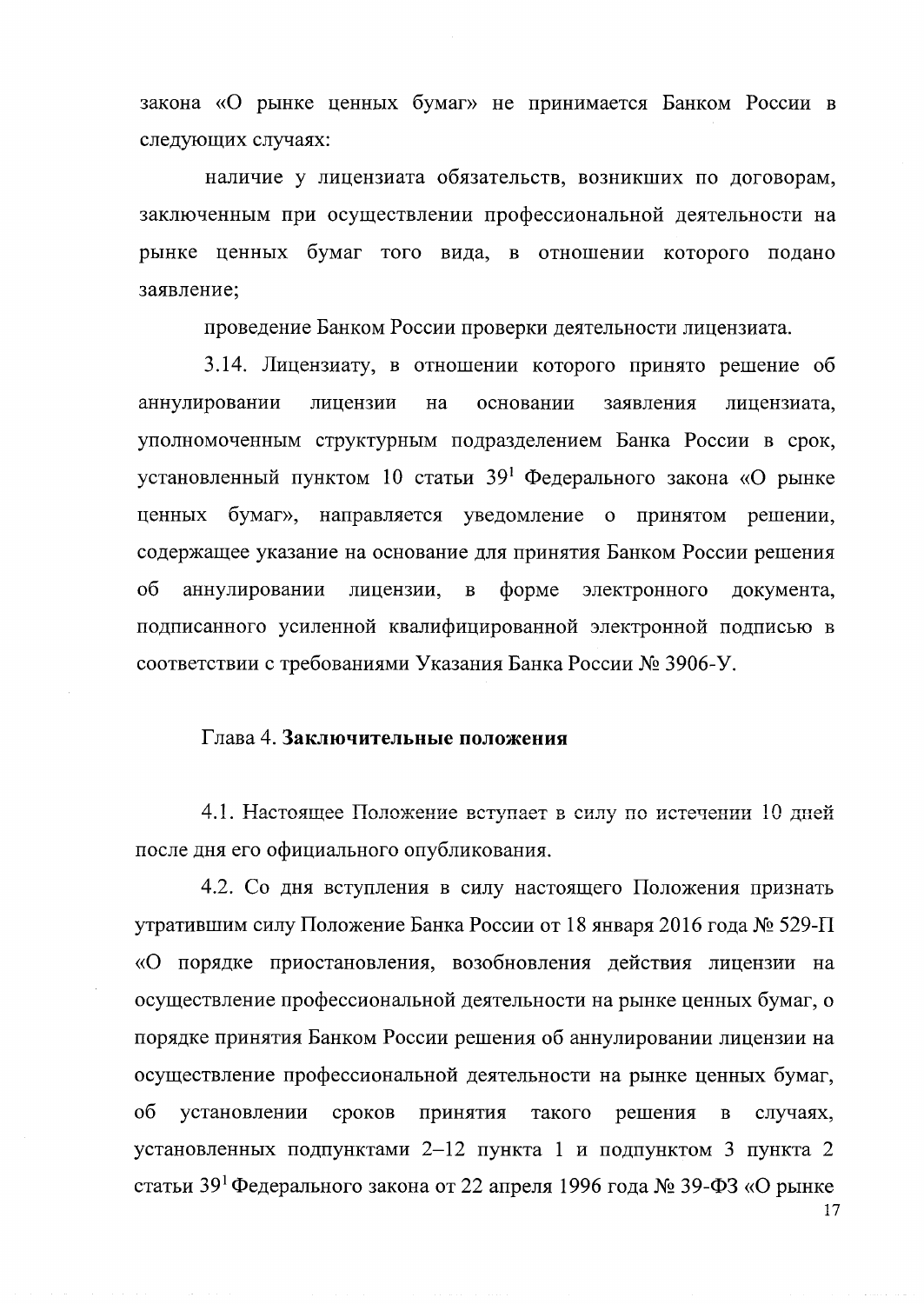закона «О рынке ценных бумаг» не принимается Банком России в следующих случаях:

наличие у лицензиата обязательств, возникших по договорам, заключенным при осуществлении профессиональной деятельности на рынке ценных бумаг того вида, в отношении которого подано заявление;

проведение Банком России проверки деятельности лицензиата.

3.14. Лицензиату, в отношении которого принято решение об аннулировании лицензии на основании заявления лицензиата, уполномоченным структурным подразделением Банка России в срок, установленный пунктом 10 статьи 39[1] Федерального закона «О рынке ценных бумаг», направляется уведомление о принятом решении, содержащее указание на основание для принятия Банком России решения об аннулировании лицензии, в форме электронного документа, подписанного усиленной квалифицированной электронной подписью в соответствии с требованиями Указания Банка России № 3906-У.

## Глава 4. **Заключительные положения**

4.1. Настоящее Положение вступает в силу по истечении 10 дней после дня его официального опубликования.

4.2. Со дня вступления в силу настоящего Положения признать утратившим силу Положение Банка России от 18 января 2016 года № 529-П «О порядке приостановления, возобновления действия лицензии на осуществление профессиональной деятельности на рынке ценных бумаг, о порядке принятия Банком России решения об аннулировании лицензии на осуществление профессиональной деятельности на рынке ценных бумаг, об установлении сроков принятия такого решения в случаях, установленных подпунктами 2–12 пункта 1 и подпунктом 3 пункта 2 статьи 39[1] Федерального закона от 22 апреля 1996 года № 39-ФЗ «О рынке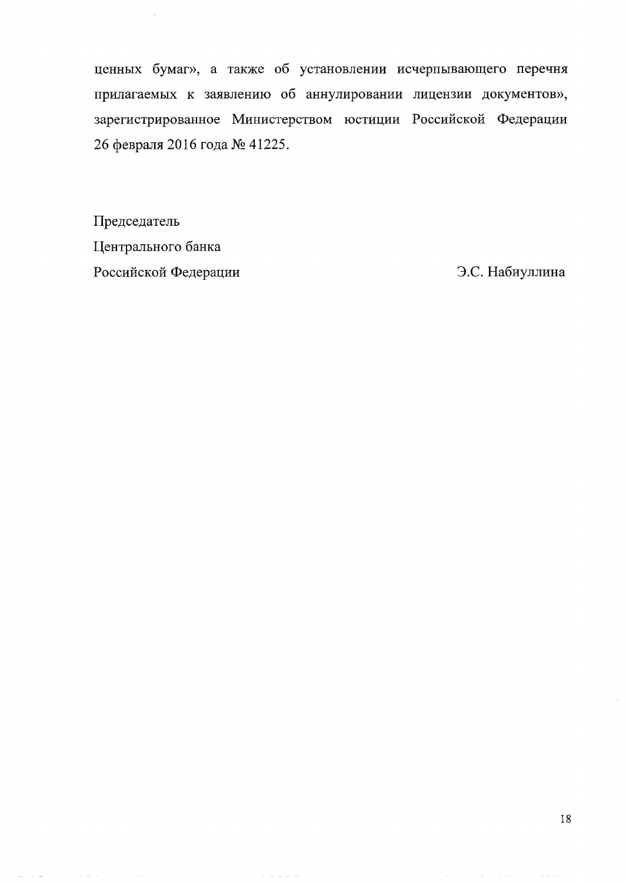ценных бумаг», а также об установлении исчерпывающего перечня прилагаемых к заявлению об аннулировании лицензии документов», зарегистрированное Министерством юстиции Российской Федерации 26 февраля 2016 года № 41225.

Председатель
Центрального банка
Российской Федерации Э.С. Набиуллина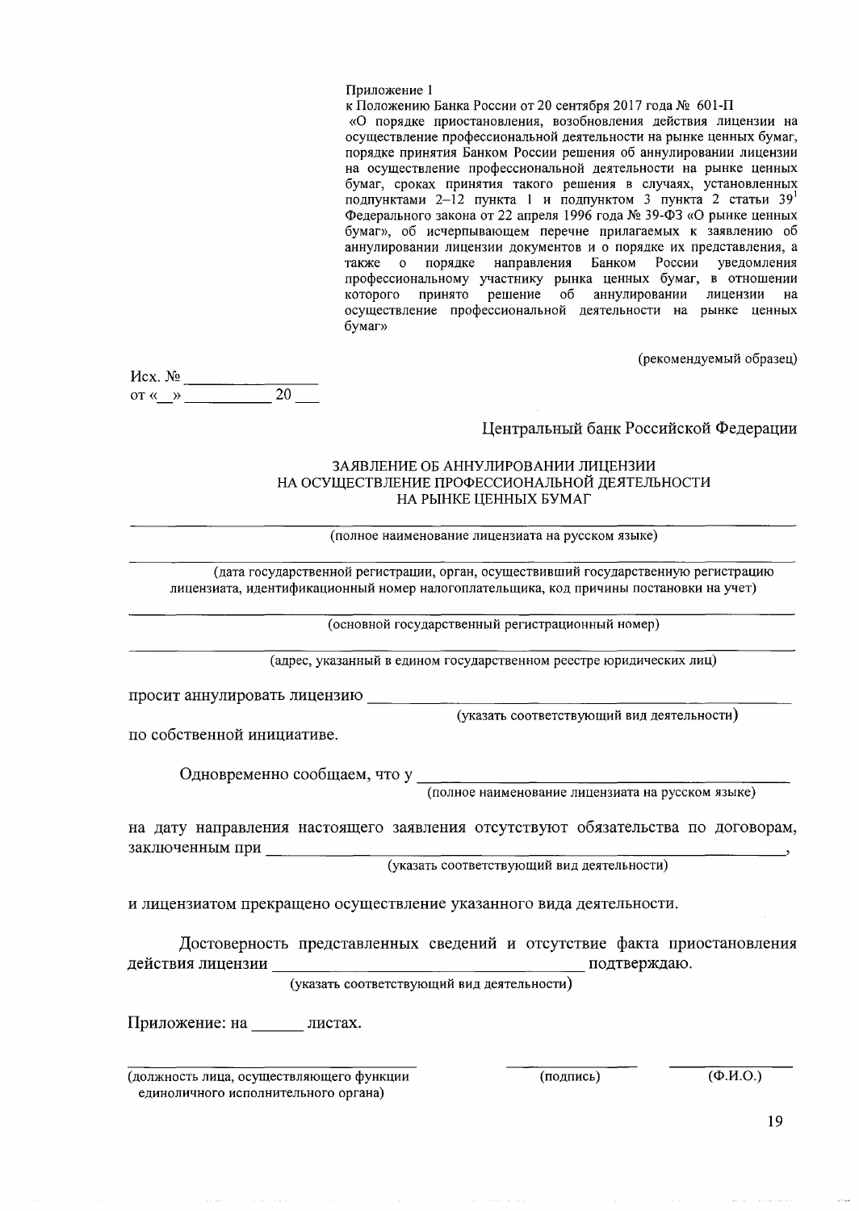Приложение 1
к Положению Банка России от 20 сентября 2017 года № 601-П
«О порядке приостановления, возобновления действия лицензии на осуществление профессиональной деятельности на рынке ценных бумаг, порядке принятия Банком России решения об аннулировании лицензии на осуществление профессиональной деятельности на рынке ценных бумаг, сроках принятия такого решения в случаях, установленных подпунктами 2–12 пункта 1 и подпунктом 3 пункта 2 статьи 39[1] Федерального закона от 22 апреля 1996 года № 39-ФЗ «О рынке ценных бумаг», об исчерпывающем перечне прилагаемых к заявлению об аннулировании лицензии документов и о порядке их представления, а также о порядке направления Банком России уведомления профессиональному участнику рынка ценных бумаг, в отношении которого принято решение об аннулировании лицензии на осуществление профессиональной деятельности на рынке ценных бумаг»

(рекомендуемый образец)

Исх. № ________________
от «__» __________ 20 ___

Центральный банк Российской Федерации

ЗАЯВЛЕНИЕ ОБ АННУЛИРОВАНИИ ЛИЦЕНЗИИ
НА ОСУЩЕСТВЛЕНИЕ ПРОФЕССИОНАЛЬНОЙ ДЕЯТЕЛЬНОСТИ
НА РЫНКЕ ЦЕННЫХ БУМАГ

_______________________________________________________________
(полное наименование лицензиата на русском языке)

_______________________________________________________________
(дата государственной регистрации, орган, осуществивший государственную регистрацию лицензиата, идентификационный номер налогоплательщика, код причины постановки на учет)

_______________________________________________________________
(основной государственный регистрационный номер)

_______________________________________________________________
(адрес, указанный в едином государственном реестре юридических лиц)

просит аннулировать лицензию ____________________________________
(указать соответствующий вид деятельности)

по собственной инициативе.

Одновременно сообщаем, что у ____________________________________
(полное наименование лицензиата на русском языке)

на дату направления настоящего заявления отсутствуют обязательства по договорам, заключенным при ____________________________________,
(указать соответствующий вид деятельности)

и лицензиатом прекращено осуществление указанного вида деятельности.

Достоверность представленных сведений и отсутствие факта приостановления действия лицензии ______________________________ подтверждаю.
(указать соответствующий вид деятельности)

Приложение: на ______ листах.

______________________________ ______________ ______________
(должность лица, осуществляющего функции единоличного исполнительного органа) (подпись) (Ф.И.О.)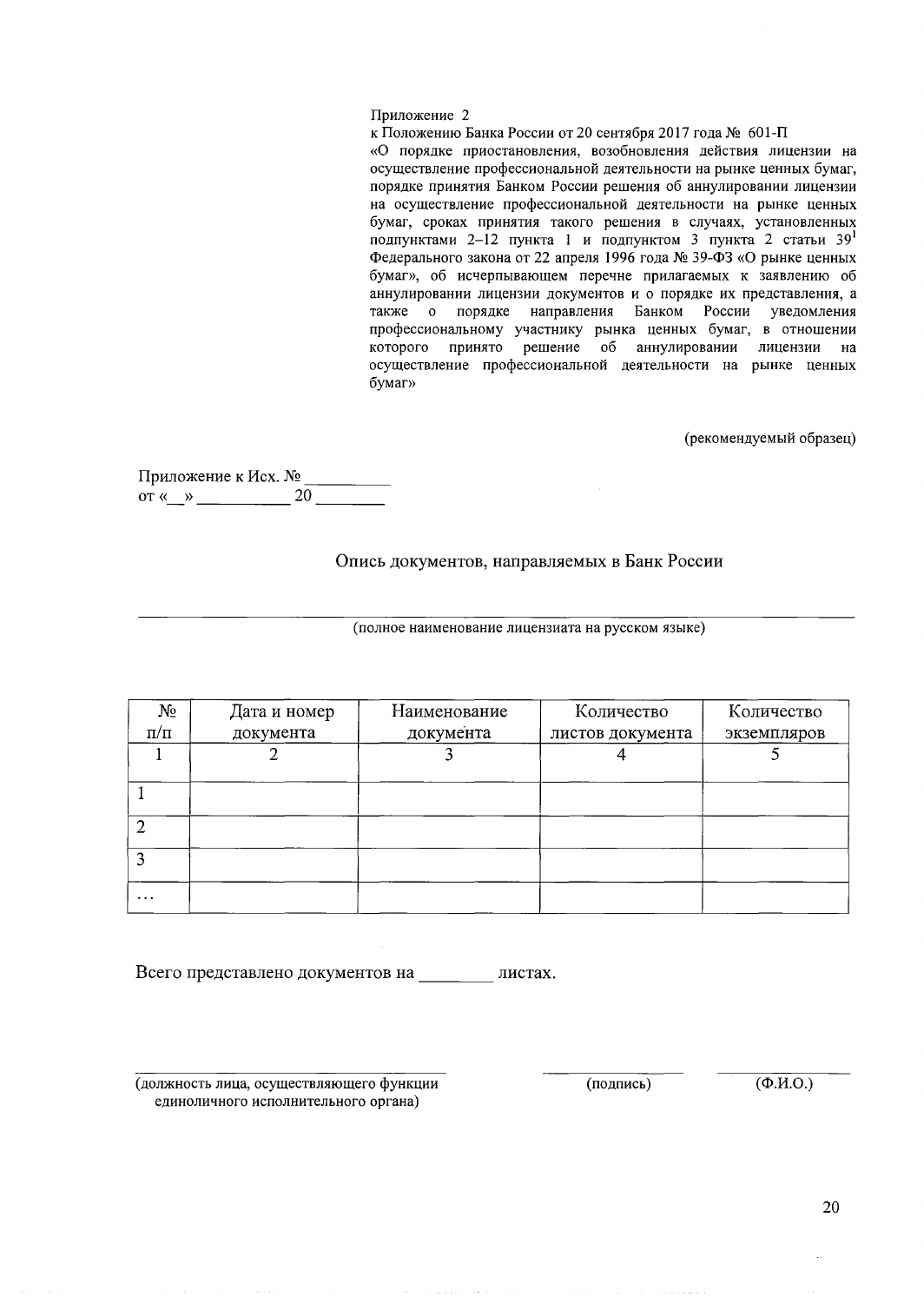Приложение 2
к Положению Банка России от 20 сентября 2017 года № 601-П
«О порядке приостановления, возобновления действия лицензии на осуществление профессиональной деятельности на рынке ценных бумаг, порядке принятия Банком России решения об аннулировании лицензии на осуществление профессиональной деятельности на рынке ценных бумаг, сроках принятия такого решения в случаях, установленных подпунктами 2–12 пункта 1 и подпунктом 3 пункта 2 статьи 39[1] Федерального закона от 22 апреля 1996 года № 39-ФЗ «О рынке ценных бумаг», об исчерпывающем перечне прилагаемых к заявлению об аннулировании лицензии документов и о порядке их представления, а также о порядке направления Банком России уведомления профессиональному участнику рынка ценных бумаг, в отношении которого принято решение об аннулировании лицензии на осуществление профессиональной деятельности на рынке ценных бумаг»

(рекомендуемый образец)

Приложение к Исх. № __________
от «__» __________ 20 ________

Опись документов, направляемых в Банк России

______________________________________________________________
(полное наименование лицензиата на русском языке)

| № п/п | Дата и номер документа | Наименование документа | Количество листов документа | Количество экземпляров |
|---|---|---|---|---|
| 1 | 2 | 3 | 4 | 5 |
| 1 | | | | |
| 2 | | | | |
| 3 | | | | |
| ... | | | | |

Всего представлено документов на ________ листах.

______________________________ (должность лица, осуществляющего функции единоличного исполнительного органа) ____________ (подпись) ____________ (Ф.И.О.)